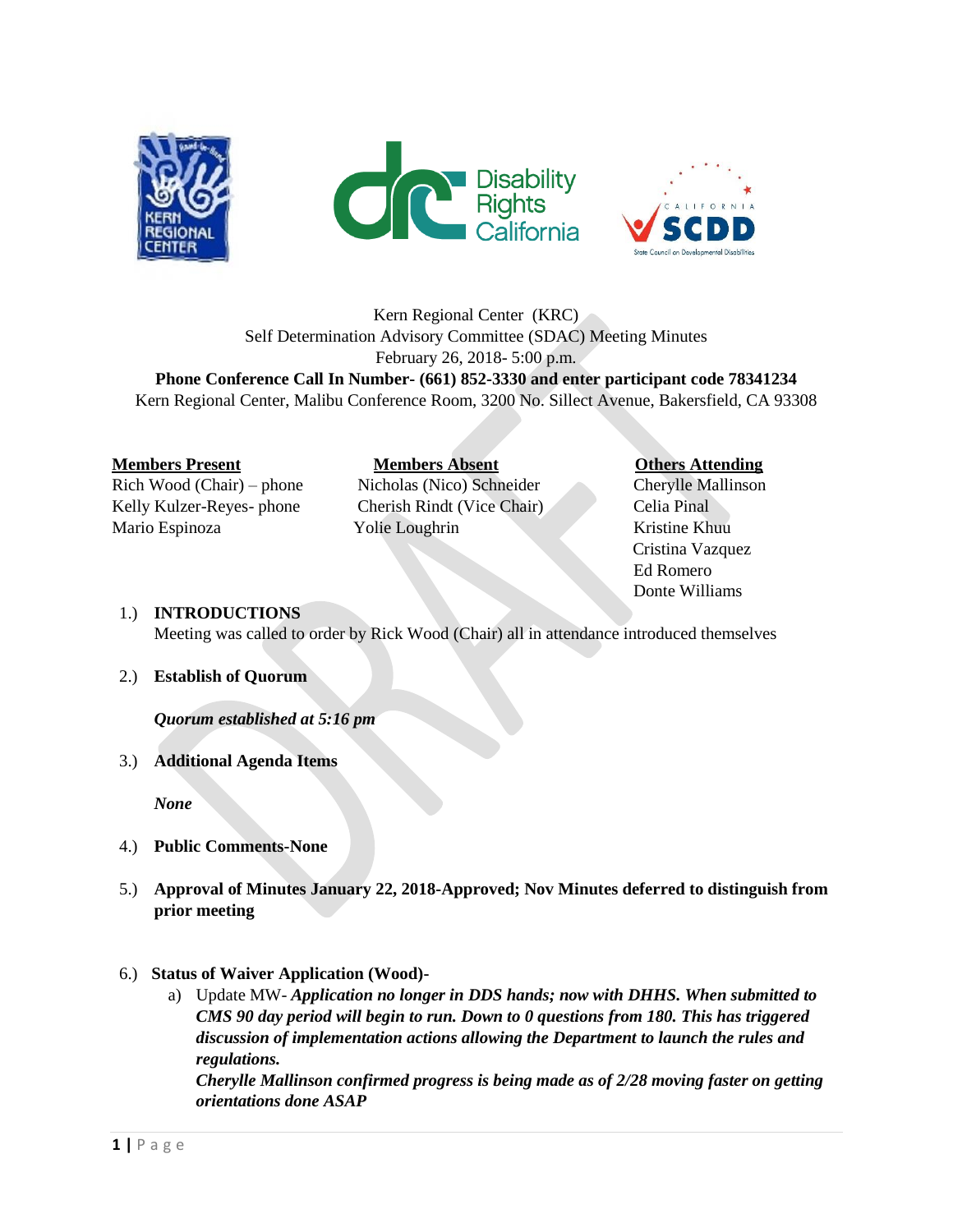Kern Regional Center (KRC)
Self Determination Advisory Committee (SDAC) Meeting Minutes
February 26, 2018- 5:00 p.m.

**Phone Conference Call In Number- (661) 852-3330 and enter participant code 78341234**

Kern Regional Center, Malibu Conference Room, 3200 No. Sillect Avenue, Bakersfield, CA 93308

| **Members Present** | **Members Absent** | **Others Attending** |
|---|---|---|
| Rich Wood (Chair) – phone | Nicholas (Nico) Schneider | Cherylle Mallinson |
| Kelly Kulzer-Reyes- phone | Cherish Rindt (Vice Chair) | Celia Pinal |
| Mario Espinoza | Yolie Loughrin | Kristine Khuu |
| | | Cristina Vazquez |
| | | Ed Romero |
| | | Donte Williams |

1.) **INTRODUCTIONS**
Meeting was called to order by Rick Wood (Chair) all in attendance introduced themselves

2.) **Establish of Quorum**

*Quorum established at 5:16 pm*

3.) **Additional Agenda Items**

*None*

4.) **Public Comments-None**

5.) **Approval of Minutes January 22, 2018-Approved; Nov Minutes deferred to distinguish from prior meeting**

6.) **Status of Waiver Application (Wood)-**

a) Update MW- ***Application no longer in DDS hands; now with DHHS. When submitted to CMS 90 day period will begin to run. Down to 0 questions from 180. This has triggered discussion of implementation actions allowing the Department to launch the rules and regulations.***
***Cherylle Mallinson confirmed progress is being made as of 2/28 moving faster on getting orientations done ASAP***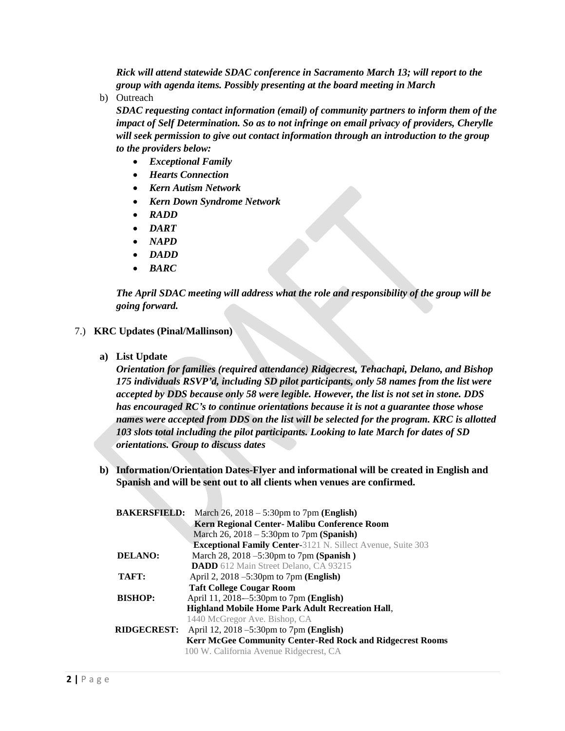*Rick will attend statewide SDAC conference in Sacramento March 13; will report to the group with agenda items. Possibly presenting at the board meeting in March*

b) Outreach

*SDAC requesting contact information (email) of community partners to inform them of the impact of Self Determination. So as to not infringe on email privacy of providers, Cherylle will seek permission to give out contact information through an introduction to the group to the providers below:*

- ***Exceptional Family***
- ***Hearts Connection***
- ***Kern Autism Network***
- ***Kern Down Syndrome Network***
- ***RADD***
- ***DART***
- ***NAPD***
- ***DADD***
- ***BARC***

*The April SDAC meeting will address what the role and responsibility of the group will be going forward.*

7.) **KRC Updates (Pinal/Mallinson)**

**a) List Update**

***Orientation for families (required attendance) Ridgecrest, Tehachapi, Delano, and Bishop 175 individuals RSVP'd, including SD pilot participants, only 58 names from the list were accepted by DDS because only 58 were legible. However, the list is not set in stone. DDS has encouraged RC's to continue orientations because it is not a guarantee those whose names were accepted from DDS on the list will be selected for the program. KRC is allotted 103 slots total including the pilot participants. Looking to late March for dates of SD orientations. Group to discuss dates***

**b) Information/Orientation Dates-Flyer and informational will be created in English and Spanish and will be sent out to all clients when venues are confirmed.**

**BAKERSFIELD:** March 26, 2018 – 5:30pm to 7pm **(English)**
**Kern Regional Center- Malibu Conference Room**
March 26, 2018 – 5:30pm to 7pm **(Spanish)**
**Exceptional Family Center**-3121 N. Sillect Avenue, Suite 303

**DELANO:** March 28, 2018 –5:30pm to 7pm **(Spanish )**
**DADD** 612 Main Street Delano, CA 93215

**TAFT:** April 2, 2018 –5:30pm to 7pm **(English)**
**Taft College Cougar Room**

**BISHOP:** April 11, 2018-–5:30pm to 7pm **(English)**
**Highland Mobile Home Park Adult Recreation Hall**,
1440 McGregor Ave. Bishop, CA

**RIDGECREST:** April 12, 2018 –5:30pm to 7pm **(English)**
**Kerr McGee Community Center-Red Rock and Ridgecrest Rooms**
100 W. California Avenue Ridgecrest, CA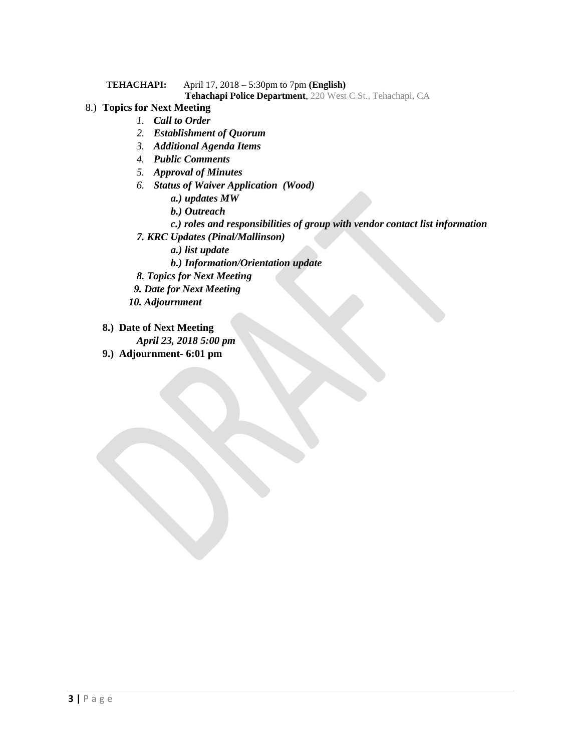**TEHACHAPI:** April 17, 2018 – 5:30pm to 7pm **(English)**
**Tehachapi Police Department**, 220 West C St., Tehachapi, CA

8.) **Topics for Next Meeting**

1. ***Call to Order***
2. ***Establishment of Quorum***
3. ***Additional Agenda Items***
4. ***Public Comments***
5. ***Approval of Minutes***
6. ***Status of Waiver Application (Wood)***
   - ***a.) updates MW***
   - ***b.) Outreach***
   - ***c.) roles and responsibilities of group with vendor contact list information***
7. ***KRC Updates (Pinal/Mallinson)***
   - ***a.) list update***
   - ***b.) Information/Orientation update***
8. ***Topics for Next Meeting***
9. ***Date for Next Meeting***
10. ***Adjournment***

**8.) Date of Next Meeting**
***April 23, 2018 5:00 pm***

**9.) Adjournment- 6:01 pm**